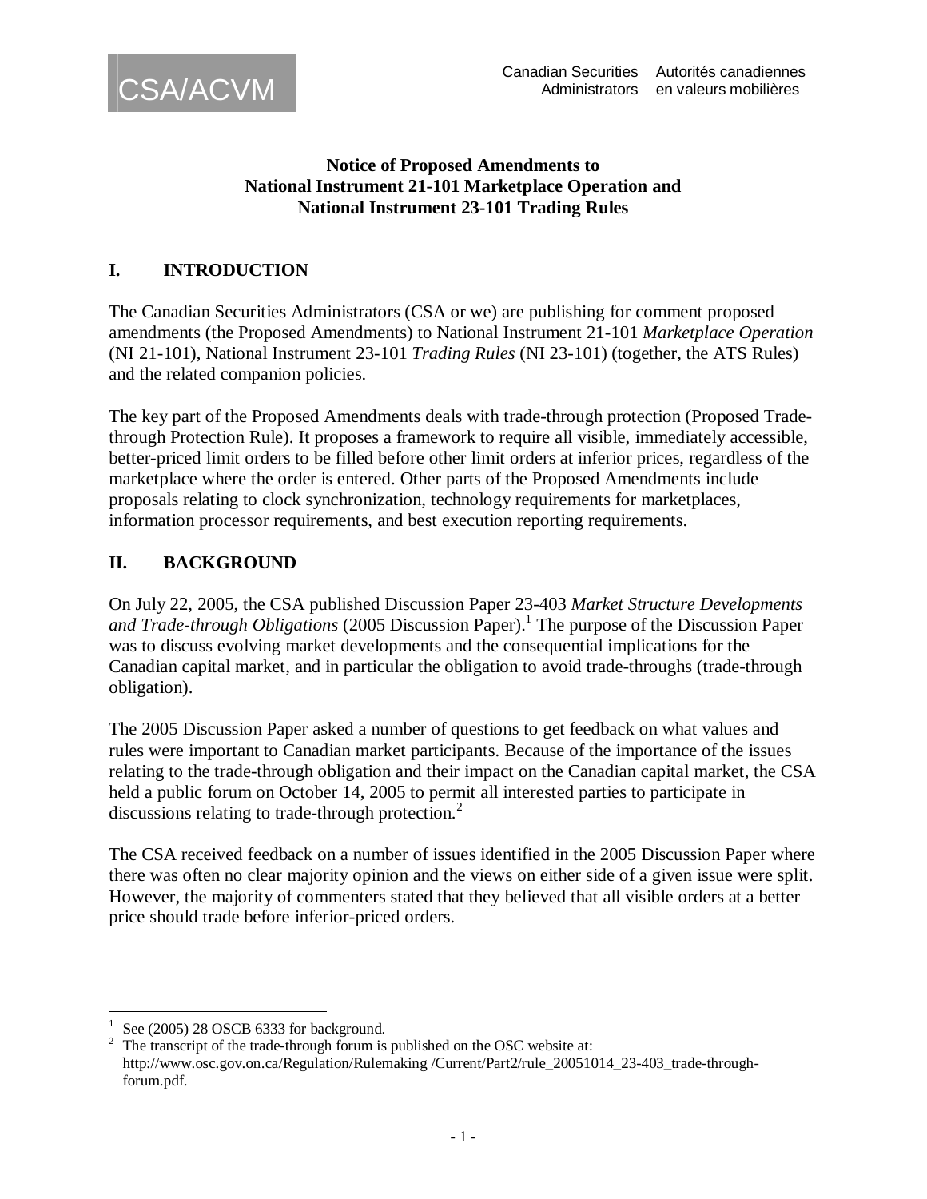CSA/ACVM

Canadian Securities Administrators — Autorités canadiennes en valeurs mobilières

**Notice of Proposed Amendments to**
**National Instrument 21-101 Marketplace Operation and**
**National Instrument 23-101 Trading Rules**

## I. INTRODUCTION

The Canadian Securities Administrators (CSA or we) are publishing for comment proposed amendments (the Proposed Amendments) to National Instrument 21-101 *Marketplace Operation* (NI 21-101), National Instrument 23-101 *Trading Rules* (NI 23-101) (together, the ATS Rules) and the related companion policies.

The key part of the Proposed Amendments deals with trade-through protection (Proposed Trade-through Protection Rule). It proposes a framework to require all visible, immediately accessible, better-priced limit orders to be filled before other limit orders at inferior prices, regardless of the marketplace where the order is entered. Other parts of the Proposed Amendments include proposals relating to clock synchronization, technology requirements for marketplaces, information processor requirements, and best execution reporting requirements.

## II. BACKGROUND

On July 22, 2005, the CSA published Discussion Paper 23-403 *Market Structure Developments and Trade-through Obligations* (2005 Discussion Paper).[1] The purpose of the Discussion Paper was to discuss evolving market developments and the consequential implications for the Canadian capital market, and in particular the obligation to avoid trade-throughs (trade-through obligation).

The 2005 Discussion Paper asked a number of questions to get feedback on what values and rules were important to Canadian market participants. Because of the importance of the issues relating to the trade-through obligation and their impact on the Canadian capital market, the CSA held a public forum on October 14, 2005 to permit all interested parties to participate in discussions relating to trade-through protection.[2]

The CSA received feedback on a number of issues identified in the 2005 Discussion Paper where there was often no clear majority opinion and the views on either side of a given issue were split. However, the majority of commenters stated that they believed that all visible orders at a better price should trade before inferior-priced orders.

---

[1] See (2005) 28 OSCB 6333 for background.

[2] The transcript of the trade-through forum is published on the OSC website at: http://www.osc.gov.on.ca/Regulation/Rulemaking /Current/Part2/rule_20051014_23-403_trade-through-forum.pdf.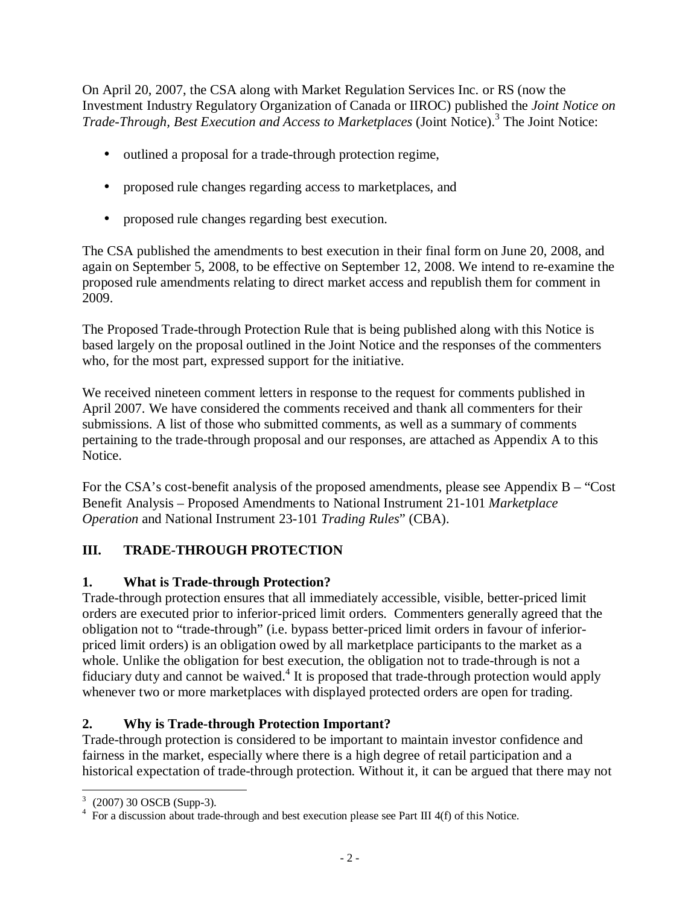On April 20, 2007, the CSA along with Market Regulation Services Inc. or RS (now the Investment Industry Regulatory Organization of Canada or IIROC) published the *Joint Notice on Trade-Through, Best Execution and Access to Marketplaces* (Joint Notice).[3] The Joint Notice:

- outlined a proposal for a trade-through protection regime,
- proposed rule changes regarding access to marketplaces, and
- proposed rule changes regarding best execution.

The CSA published the amendments to best execution in their final form on June 20, 2008, and again on September 5, 2008, to be effective on September 12, 2008. We intend to re-examine the proposed rule amendments relating to direct market access and republish them for comment in 2009.

The Proposed Trade-through Protection Rule that is being published along with this Notice is based largely on the proposal outlined in the Joint Notice and the responses of the commenters who, for the most part, expressed support for the initiative.

We received nineteen comment letters in response to the request for comments published in April 2007. We have considered the comments received and thank all commenters for their submissions. A list of those who submitted comments, as well as a summary of comments pertaining to the trade-through proposal and our responses, are attached as Appendix A to this Notice.

For the CSA's cost-benefit analysis of the proposed amendments, please see Appendix B – "Cost Benefit Analysis – Proposed Amendments to National Instrument 21-101 *Marketplace Operation* and National Instrument 23-101 *Trading Rules*" (CBA).

## III. TRADE-THROUGH PROTECTION

### 1. What is Trade-through Protection?

Trade-through protection ensures that all immediately accessible, visible, better-priced limit orders are executed prior to inferior-priced limit orders. Commenters generally agreed that the obligation not to "trade-through" (i.e. bypass better-priced limit orders in favour of inferior-priced limit orders) is an obligation owed by all marketplace participants to the market as a whole. Unlike the obligation for best execution, the obligation not to trade-through is not a fiduciary duty and cannot be waived.[4] It is proposed that trade-through protection would apply whenever two or more marketplaces with displayed protected orders are open for trading.

### 2. Why is Trade-through Protection Important?

Trade-through protection is considered to be important to maintain investor confidence and fairness in the market, especially where there is a high degree of retail participation and a historical expectation of trade-through protection. Without it, it can be argued that there may not

---

[3] (2007) 30 OSCB (Supp-3).

[4] For a discussion about trade-through and best execution please see Part III 4(f) of this Notice.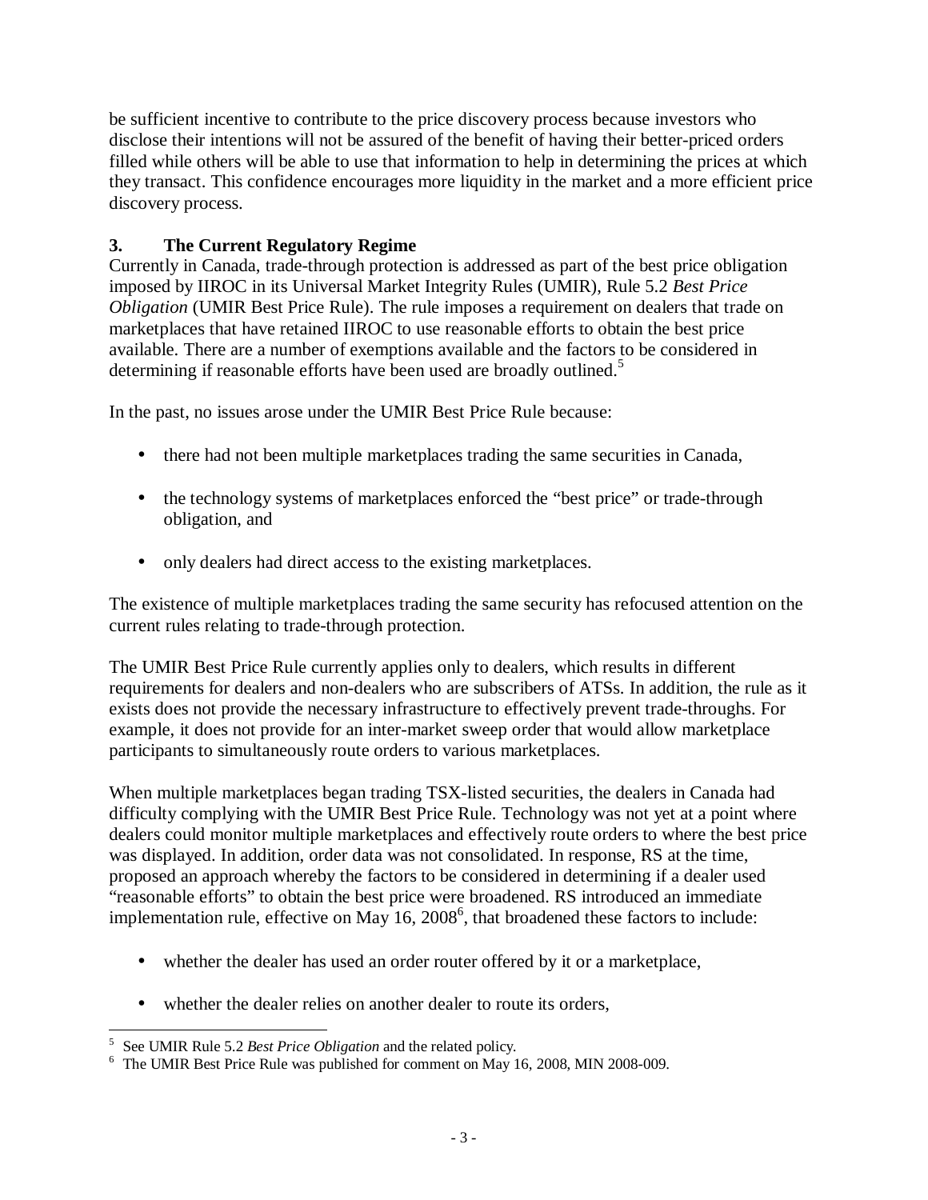be sufficient incentive to contribute to the price discovery process because investors who disclose their intentions will not be assured of the benefit of having their better-priced orders filled while others will be able to use that information to help in determining the prices at which they transact. This confidence encourages more liquidity in the market and a more efficient price discovery process.

## 3. The Current Regulatory Regime

Currently in Canada, trade-through protection is addressed as part of the best price obligation imposed by IIROC in its Universal Market Integrity Rules (UMIR), Rule 5.2 *Best Price Obligation* (UMIR Best Price Rule). The rule imposes a requirement on dealers that trade on marketplaces that have retained IIROC to use reasonable efforts to obtain the best price available. There are a number of exemptions available and the factors to be considered in determining if reasonable efforts have been used are broadly outlined.[5]

In the past, no issues arose under the UMIR Best Price Rule because:

- there had not been multiple marketplaces trading the same securities in Canada,
- the technology systems of marketplaces enforced the "best price" or trade-through obligation, and
- only dealers had direct access to the existing marketplaces.

The existence of multiple marketplaces trading the same security has refocused attention on the current rules relating to trade-through protection.

The UMIR Best Price Rule currently applies only to dealers, which results in different requirements for dealers and non-dealers who are subscribers of ATSs. In addition, the rule as it exists does not provide the necessary infrastructure to effectively prevent trade-throughs. For example, it does not provide for an inter-market sweep order that would allow marketplace participants to simultaneously route orders to various marketplaces.

When multiple marketplaces began trading TSX-listed securities, the dealers in Canada had difficulty complying with the UMIR Best Price Rule. Technology was not yet at a point where dealers could monitor multiple marketplaces and effectively route orders to where the best price was displayed. In addition, order data was not consolidated. In response, RS at the time, proposed an approach whereby the factors to be considered in determining if a dealer used "reasonable efforts" to obtain the best price were broadened. RS introduced an immediate implementation rule, effective on May 16, 2008[6], that broadened these factors to include:

- whether the dealer has used an order router offered by it or a marketplace,
- whether the dealer relies on another dealer to route its orders,

---

[5] See UMIR Rule 5.2 *Best Price Obligation* and the related policy.

[6] The UMIR Best Price Rule was published for comment on May 16, 2008, MIN 2008-009.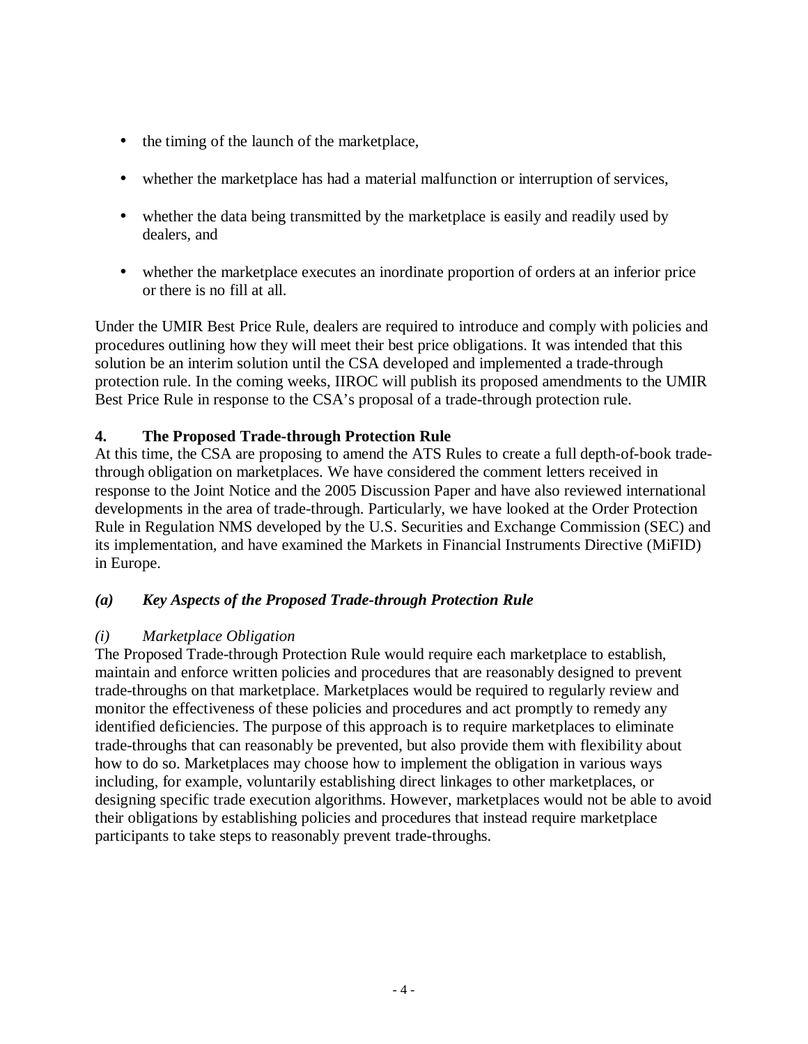- the timing of the launch of the marketplace,
- whether the marketplace has had a material malfunction or interruption of services,
- whether the data being transmitted by the marketplace is easily and readily used by dealers, and
- whether the marketplace executes an inordinate proportion of orders at an inferior price or there is no fill at all.

Under the UMIR Best Price Rule, dealers are required to introduce and comply with policies and procedures outlining how they will meet their best price obligations. It was intended that this solution be an interim solution until the CSA developed and implemented a trade-through protection rule. In the coming weeks, IIROC will publish its proposed amendments to the UMIR Best Price Rule in response to the CSA's proposal of a trade-through protection rule.

## 4. The Proposed Trade-through Protection Rule

At this time, the CSA are proposing to amend the ATS Rules to create a full depth-of-book trade-through obligation on marketplaces. We have considered the comment letters received in response to the Joint Notice and the 2005 Discussion Paper and have also reviewed international developments in the area of trade-through. Particularly, we have looked at the Order Protection Rule in Regulation NMS developed by the U.S. Securities and Exchange Commission (SEC) and its implementation, and have examined the Markets in Financial Instruments Directive (MiFID) in Europe.

### *(a) Key Aspects of the Proposed Trade-through Protection Rule*

#### *(i) Marketplace Obligation*

The Proposed Trade-through Protection Rule would require each marketplace to establish, maintain and enforce written policies and procedures that are reasonably designed to prevent trade-throughs on that marketplace. Marketplaces would be required to regularly review and monitor the effectiveness of these policies and procedures and act promptly to remedy any identified deficiencies. The purpose of this approach is to require marketplaces to eliminate trade-throughs that can reasonably be prevented, but also provide them with flexibility about how to do so. Marketplaces may choose how to implement the obligation in various ways including, for example, voluntarily establishing direct linkages to other marketplaces, or designing specific trade execution algorithms. However, marketplaces would not be able to avoid their obligations by establishing policies and procedures that instead require marketplace participants to take steps to reasonably prevent trade-throughs.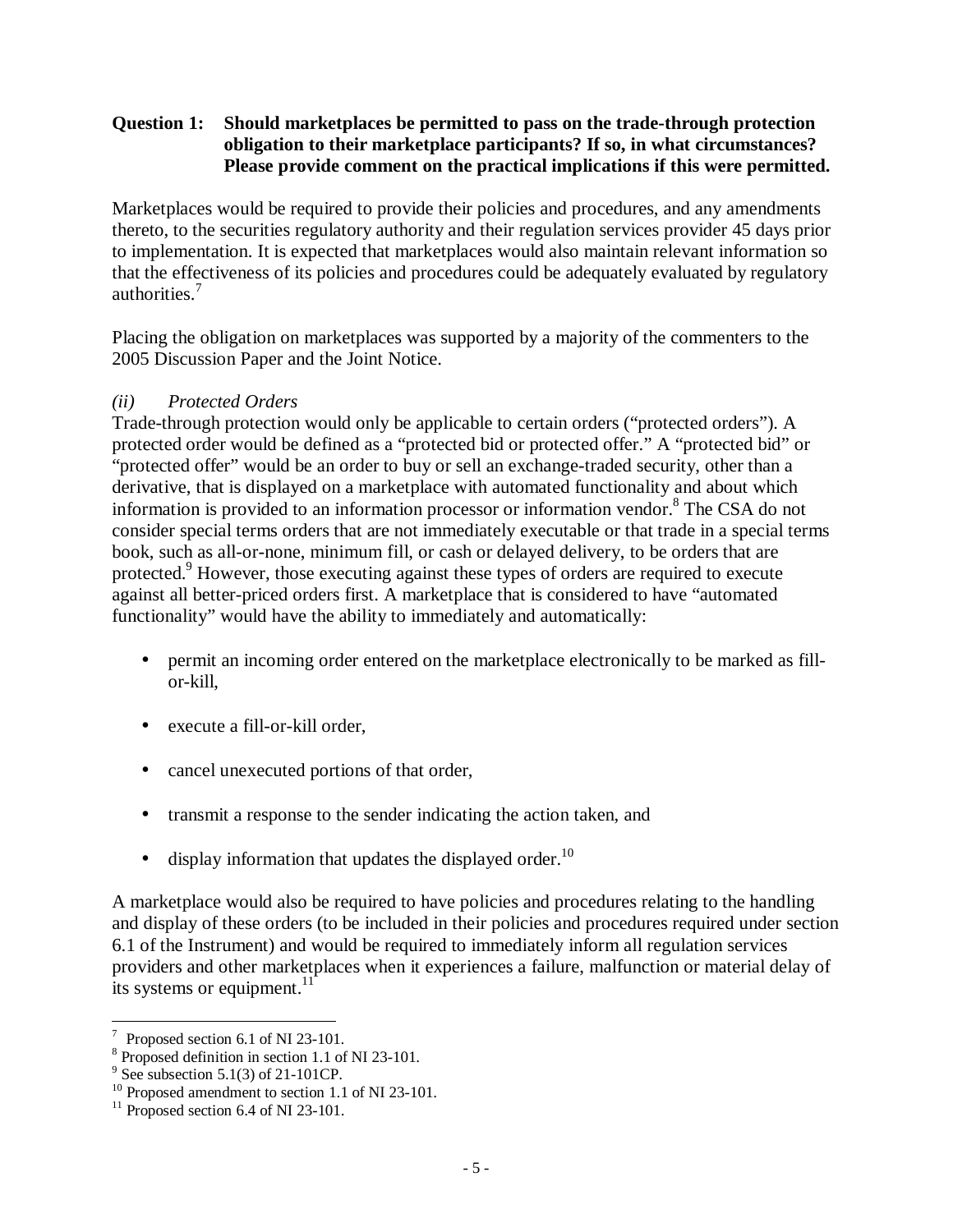**Question 1: Should marketplaces be permitted to pass on the trade-through protection obligation to their marketplace participants? If so, in what circumstances? Please provide comment on the practical implications if this were permitted.**

Marketplaces would be required to provide their policies and procedures, and any amendments thereto, to the securities regulatory authority and their regulation services provider 45 days prior to implementation. It is expected that marketplaces would also maintain relevant information so that the effectiveness of its policies and procedures could be adequately evaluated by regulatory authorities.[7]

Placing the obligation on marketplaces was supported by a majority of the commenters to the 2005 Discussion Paper and the Joint Notice.

*(ii) Protected Orders*

Trade-through protection would only be applicable to certain orders ("protected orders"). A protected order would be defined as a "protected bid or protected offer." A "protected bid" or "protected offer" would be an order to buy or sell an exchange-traded security, other than a derivative, that is displayed on a marketplace with automated functionality and about which information is provided to an information processor or information vendor.[8] The CSA do not consider special terms orders that are not immediately executable or that trade in a special terms book, such as all-or-none, minimum fill, or cash or delayed delivery, to be orders that are protected.[9] However, those executing against these types of orders are required to execute against all better-priced orders first. A marketplace that is considered to have "automated functionality" would have the ability to immediately and automatically:

- permit an incoming order entered on the marketplace electronically to be marked as fill-or-kill,
- execute a fill-or-kill order,
- cancel unexecuted portions of that order,
- transmit a response to the sender indicating the action taken, and
- display information that updates the displayed order.[10]

A marketplace would also be required to have policies and procedures relating to the handling and display of these orders (to be included in their policies and procedures required under section 6.1 of the Instrument) and would be required to immediately inform all regulation services providers and other marketplaces when it experiences a failure, malfunction or material delay of its systems or equipment.[11]

---

[7] Proposed section 6.1 of NI 23-101.
[8] Proposed definition in section 1.1 of NI 23-101.
[9] See subsection 5.1(3) of 21-101CP.
[10] Proposed amendment to section 1.1 of NI 23-101.
[11] Proposed section 6.4 of NI 23-101.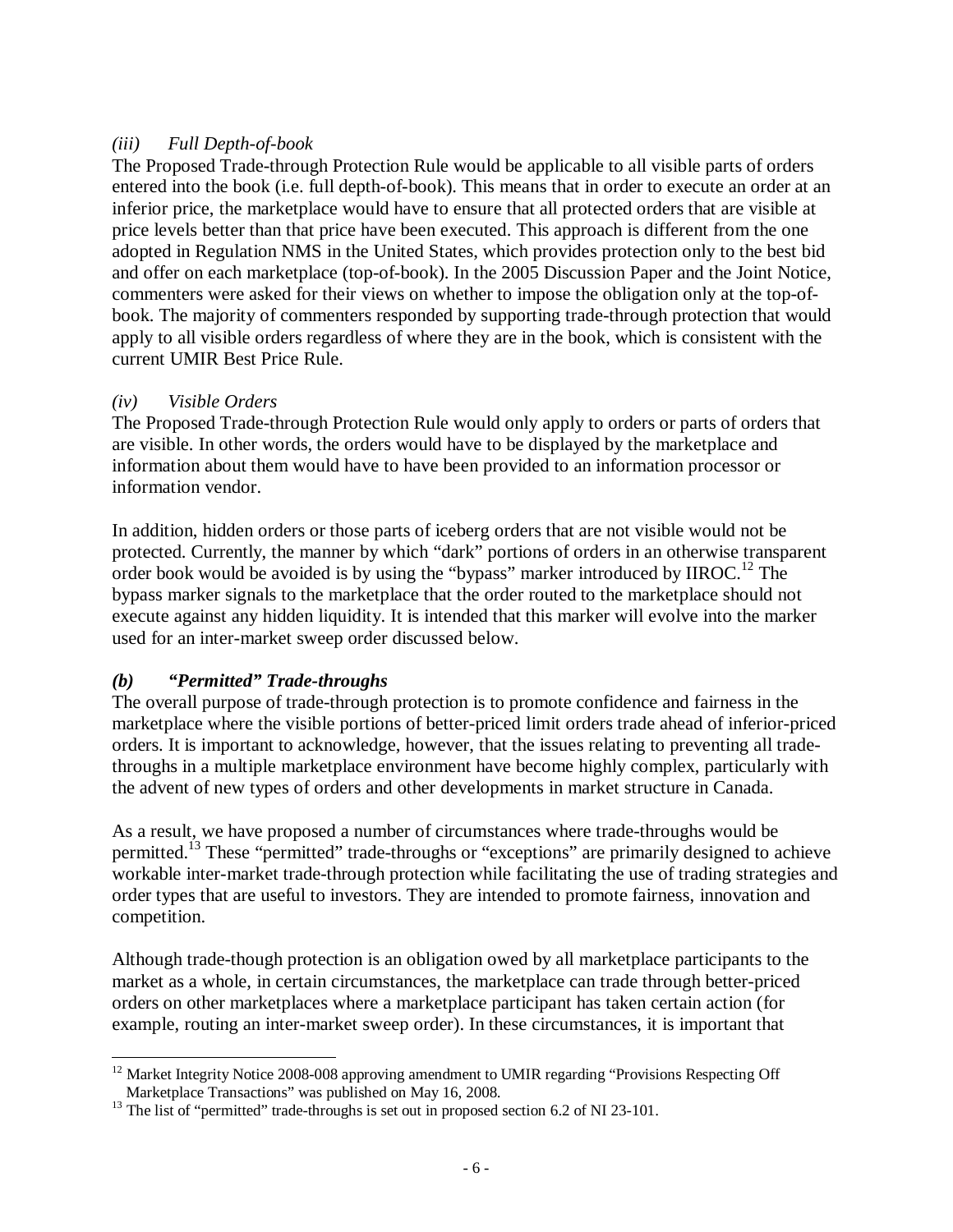*(iii) Full Depth-of-book*

The Proposed Trade-through Protection Rule would be applicable to all visible parts of orders entered into the book (i.e. full depth-of-book). This means that in order to execute an order at an inferior price, the marketplace would have to ensure that all protected orders that are visible at price levels better than that price have been executed. This approach is different from the one adopted in Regulation NMS in the United States, which provides protection only to the best bid and offer on each marketplace (top-of-book). In the 2005 Discussion Paper and the Joint Notice, commenters were asked for their views on whether to impose the obligation only at the top-of-book. The majority of commenters responded by supporting trade-through protection that would apply to all visible orders regardless of where they are in the book, which is consistent with the current UMIR Best Price Rule.

*(iv) Visible Orders*

The Proposed Trade-through Protection Rule would only apply to orders or parts of orders that are visible. In other words, the orders would have to be displayed by the marketplace and information about them would have to have been provided to an information processor or information vendor.

In addition, hidden orders or those parts of iceberg orders that are not visible would not be protected. Currently, the manner by which "dark" portions of orders in an otherwise transparent order book would be avoided is by using the "bypass" marker introduced by IIROC.[12] The bypass marker signals to the marketplace that the order routed to the marketplace should not execute against any hidden liquidity. It is intended that this marker will evolve into the marker used for an inter-market sweep order discussed below.

***(b) "Permitted" Trade-throughs***

The overall purpose of trade-through protection is to promote confidence and fairness in the marketplace where the visible portions of better-priced limit orders trade ahead of inferior-priced orders. It is important to acknowledge, however, that the issues relating to preventing all trade-throughs in a multiple marketplace environment have become highly complex, particularly with the advent of new types of orders and other developments in market structure in Canada.

As a result, we have proposed a number of circumstances where trade-throughs would be permitted.[13] These "permitted" trade-throughs or "exceptions" are primarily designed to achieve workable inter-market trade-through protection while facilitating the use of trading strategies and order types that are useful to investors. They are intended to promote fairness, innovation and competition.

Although trade-though protection is an obligation owed by all marketplace participants to the market as a whole, in certain circumstances, the marketplace can trade through better-priced orders on other marketplaces where a marketplace participant has taken certain action (for example, routing an inter-market sweep order). In these circumstances, it is important that

---

[12] Market Integrity Notice 2008-008 approving amendment to UMIR regarding "Provisions Respecting Off Marketplace Transactions" was published on May 16, 2008.

[13] The list of "permitted" trade-throughs is set out in proposed section 6.2 of NI 23-101.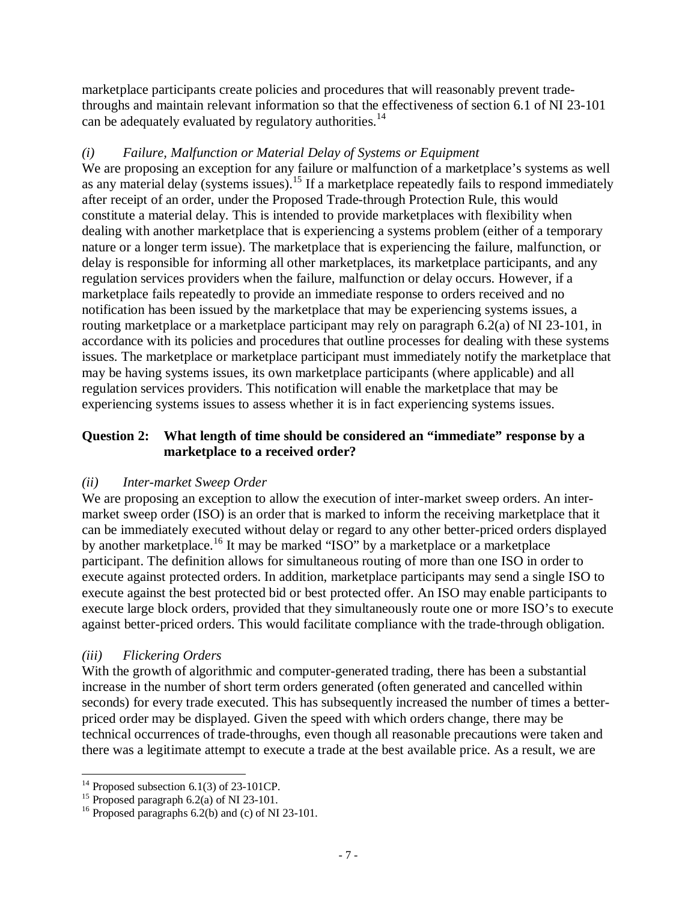marketplace participants create policies and procedures that will reasonably prevent trade-throughs and maintain relevant information so that the effectiveness of section 6.1 of NI 23-101 can be adequately evaluated by regulatory authorities.[14]

*(i) Failure, Malfunction or Material Delay of Systems or Equipment*

We are proposing an exception for any failure or malfunction of a marketplace's systems as well as any material delay (systems issues).[15] If a marketplace repeatedly fails to respond immediately after receipt of an order, under the Proposed Trade-through Protection Rule, this would constitute a material delay. This is intended to provide marketplaces with flexibility when dealing with another marketplace that is experiencing a systems problem (either of a temporary nature or a longer term issue). The marketplace that is experiencing the failure, malfunction, or delay is responsible for informing all other marketplaces, its marketplace participants, and any regulation services providers when the failure, malfunction or delay occurs. However, if a marketplace fails repeatedly to provide an immediate response to orders received and no notification has been issued by the marketplace that may be experiencing systems issues, a routing marketplace or a marketplace participant may rely on paragraph 6.2(a) of NI 23-101, in accordance with its policies and procedures that outline processes for dealing with these systems issues. The marketplace or marketplace participant must immediately notify the marketplace that may be having systems issues, its own marketplace participants (where applicable) and all regulation services providers. This notification will enable the marketplace that may be experiencing systems issues to assess whether it is in fact experiencing systems issues.

**Question 2: What length of time should be considered an "immediate" response by a marketplace to a received order?**

*(ii) Inter-market Sweep Order*

We are proposing an exception to allow the execution of inter-market sweep orders. An inter-market sweep order (ISO) is an order that is marked to inform the receiving marketplace that it can be immediately executed without delay or regard to any other better-priced orders displayed by another marketplace.[16] It may be marked "ISO" by a marketplace or a marketplace participant. The definition allows for simultaneous routing of more than one ISO in order to execute against protected orders. In addition, marketplace participants may send a single ISO to execute against the best protected bid or best protected offer. An ISO may enable participants to execute large block orders, provided that they simultaneously route one or more ISO's to execute against better-priced orders. This would facilitate compliance with the trade-through obligation.

*(iii) Flickering Orders*

With the growth of algorithmic and computer-generated trading, there has been a substantial increase in the number of short term orders generated (often generated and cancelled within seconds) for every trade executed. This has subsequently increased the number of times a better-priced order may be displayed. Given the speed with which orders change, there may be technical occurrences of trade-throughs, even though all reasonable precautions were taken and there was a legitimate attempt to execute a trade at the best available price. As a result, we are

---

[14] Proposed subsection 6.1(3) of 23-101CP.

[15] Proposed paragraph 6.2(a) of NI 23-101.

[16] Proposed paragraphs 6.2(b) and (c) of NI 23-101.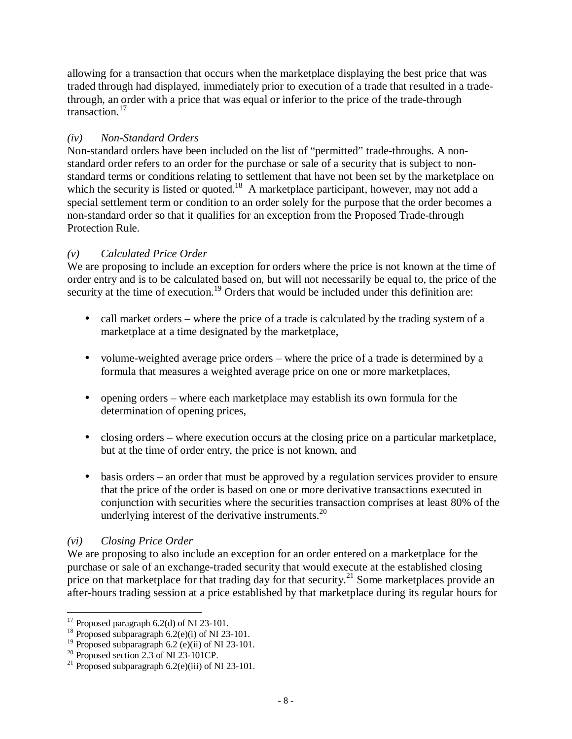allowing for a transaction that occurs when the marketplace displaying the best price that was traded through had displayed, immediately prior to execution of a trade that resulted in a trade-through, an order with a price that was equal or inferior to the price of the trade-through transaction.[17]

### *(iv) Non-Standard Orders*

Non-standard orders have been included on the list of "permitted" trade-throughs. A non-standard order refers to an order for the purchase or sale of a security that is subject to non-standard terms or conditions relating to settlement that have not been set by the marketplace on which the security is listed or quoted.[18] A marketplace participant, however, may not add a special settlement term or condition to an order solely for the purpose that the order becomes a non-standard order so that it qualifies for an exception from the Proposed Trade-through Protection Rule.

### *(v) Calculated Price Order*

We are proposing to include an exception for orders where the price is not known at the time of order entry and is to be calculated based on, but will not necessarily be equal to, the price of the security at the time of execution.[19] Orders that would be included under this definition are:

- call market orders – where the price of a trade is calculated by the trading system of a marketplace at a time designated by the marketplace,
- volume-weighted average price orders – where the price of a trade is determined by a formula that measures a weighted average price on one or more marketplaces,
- opening orders – where each marketplace may establish its own formula for the determination of opening prices,
- closing orders – where execution occurs at the closing price on a particular marketplace, but at the time of order entry, the price is not known, and
- basis orders – an order that must be approved by a regulation services provider to ensure that the price of the order is based on one or more derivative transactions executed in conjunction with securities where the securities transaction comprises at least 80% of the underlying interest of the derivative instruments.[20]

### *(vi) Closing Price Order*

We are proposing to also include an exception for an order entered on a marketplace for the purchase or sale of an exchange-traded security that would execute at the established closing price on that marketplace for that trading day for that security.[21] Some marketplaces provide an after-hours trading session at a price established by that marketplace during its regular hours for

---

[17] Proposed paragraph 6.2(d) of NI 23-101.

[18] Proposed subparagraph 6.2(e)(i) of NI 23-101.

[19] Proposed subparagraph 6.2 (e)(ii) of NI 23-101.

[20] Proposed section 2.3 of NI 23-101CP.

[21] Proposed subparagraph 6.2(e)(iii) of NI 23-101.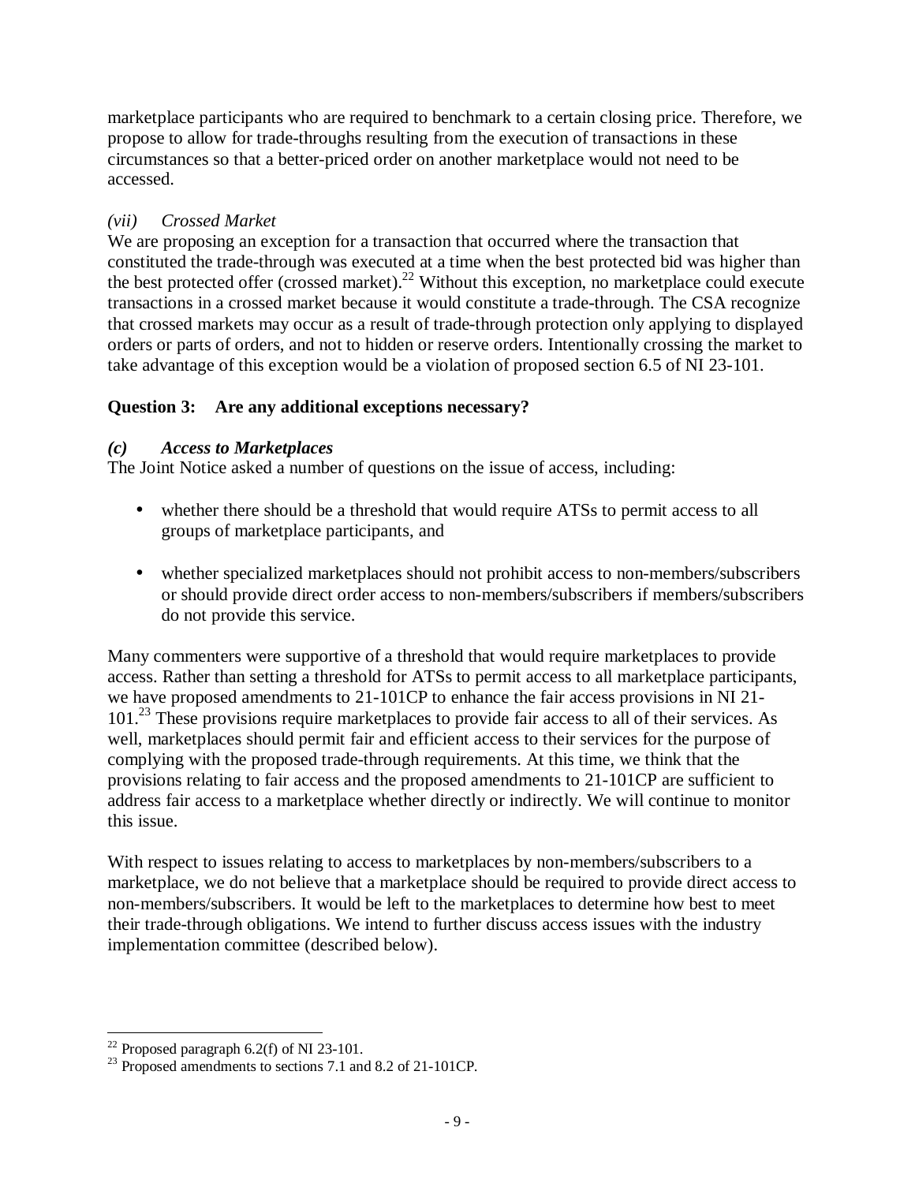marketplace participants who are required to benchmark to a certain closing price. Therefore, we propose to allow for trade-throughs resulting from the execution of transactions in these circumstances so that a better-priced order on another marketplace would not need to be accessed.

*(vii) Crossed Market*

We are proposing an exception for a transaction that occurred where the transaction that constituted the trade-through was executed at a time when the best protected bid was higher than the best protected offer (crossed market).[22] Without this exception, no marketplace could execute transactions in a crossed market because it would constitute a trade-through. The CSA recognize that crossed markets may occur as a result of trade-through protection only applying to displayed orders or parts of orders, and not to hidden or reserve orders. Intentionally crossing the market to take advantage of this exception would be a violation of proposed section 6.5 of NI 23-101.

**Question 3: Are any additional exceptions necessary?**

***(c) Access to Marketplaces***

The Joint Notice asked a number of questions on the issue of access, including:

- whether there should be a threshold that would require ATSs to permit access to all groups of marketplace participants, and
- whether specialized marketplaces should not prohibit access to non-members/subscribers or should provide direct order access to non-members/subscribers if members/subscribers do not provide this service.

Many commenters were supportive of a threshold that would require marketplaces to provide access. Rather than setting a threshold for ATSs to permit access to all marketplace participants, we have proposed amendments to 21-101CP to enhance the fair access provisions in NI 21-101.[23] These provisions require marketplaces to provide fair access to all of their services. As well, marketplaces should permit fair and efficient access to their services for the purpose of complying with the proposed trade-through requirements. At this time, we think that the provisions relating to fair access and the proposed amendments to 21-101CP are sufficient to address fair access to a marketplace whether directly or indirectly. We will continue to monitor this issue.

With respect to issues relating to access to marketplaces by non-members/subscribers to a marketplace, we do not believe that a marketplace should be required to provide direct access to non-members/subscribers. It would be left to the marketplaces to determine how best to meet their trade-through obligations. We intend to further discuss access issues with the industry implementation committee (described below).

[22] Proposed paragraph 6.2(f) of NI 23-101.

[23] Proposed amendments to sections 7.1 and 8.2 of 21-101CP.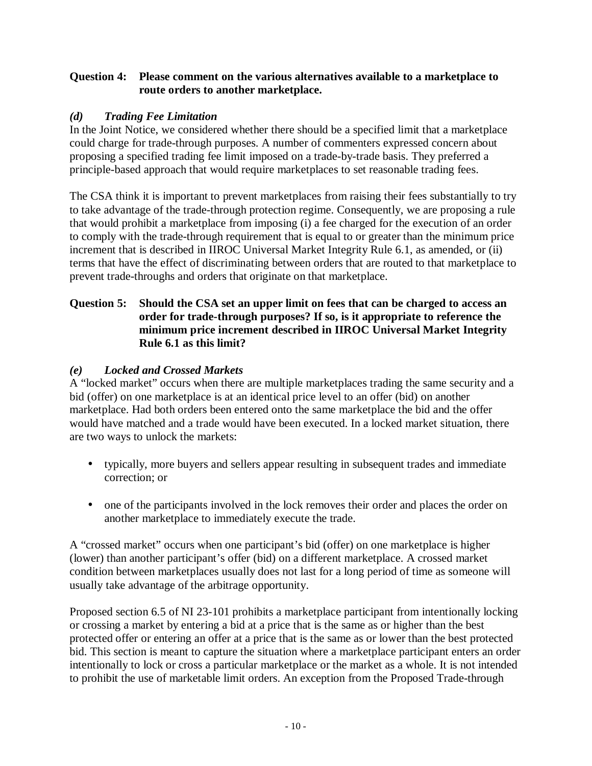**Question 4: Please comment on the various alternatives available to a marketplace to route orders to another marketplace.**

### *(d) Trading Fee Limitation*

In the Joint Notice, we considered whether there should be a specified limit that a marketplace could charge for trade-through purposes. A number of commenters expressed concern about proposing a specified trading fee limit imposed on a trade-by-trade basis. They preferred a principle-based approach that would require marketplaces to set reasonable trading fees.

The CSA think it is important to prevent marketplaces from raising their fees substantially to try to take advantage of the trade-through protection regime. Consequently, we are proposing a rule that would prohibit a marketplace from imposing (i) a fee charged for the execution of an order to comply with the trade-through requirement that is equal to or greater than the minimum price increment that is described in IIROC Universal Market Integrity Rule 6.1, as amended, or (ii) terms that have the effect of discriminating between orders that are routed to that marketplace to prevent trade-throughs and orders that originate on that marketplace.

**Question 5: Should the CSA set an upper limit on fees that can be charged to access an order for trade-through purposes? If so, is it appropriate to reference the minimum price increment described in IIROC Universal Market Integrity Rule 6.1 as this limit?**

### *(e) Locked and Crossed Markets*

A "locked market" occurs when there are multiple marketplaces trading the same security and a bid (offer) on one marketplace is at an identical price level to an offer (bid) on another marketplace. Had both orders been entered onto the same marketplace the bid and the offer would have matched and a trade would have been executed. In a locked market situation, there are two ways to unlock the markets:

- typically, more buyers and sellers appear resulting in subsequent trades and immediate correction; or
- one of the participants involved in the lock removes their order and places the order on another marketplace to immediately execute the trade.

A "crossed market" occurs when one participant's bid (offer) on one marketplace is higher (lower) than another participant's offer (bid) on a different marketplace. A crossed market condition between marketplaces usually does not last for a long period of time as someone will usually take advantage of the arbitrage opportunity.

Proposed section 6.5 of NI 23-101 prohibits a marketplace participant from intentionally locking or crossing a market by entering a bid at a price that is the same as or higher than the best protected offer or entering an offer at a price that is the same as or lower than the best protected bid. This section is meant to capture the situation where a marketplace participant enters an order intentionally to lock or cross a particular marketplace or the market as a whole. It is not intended to prohibit the use of marketable limit orders. An exception from the Proposed Trade-through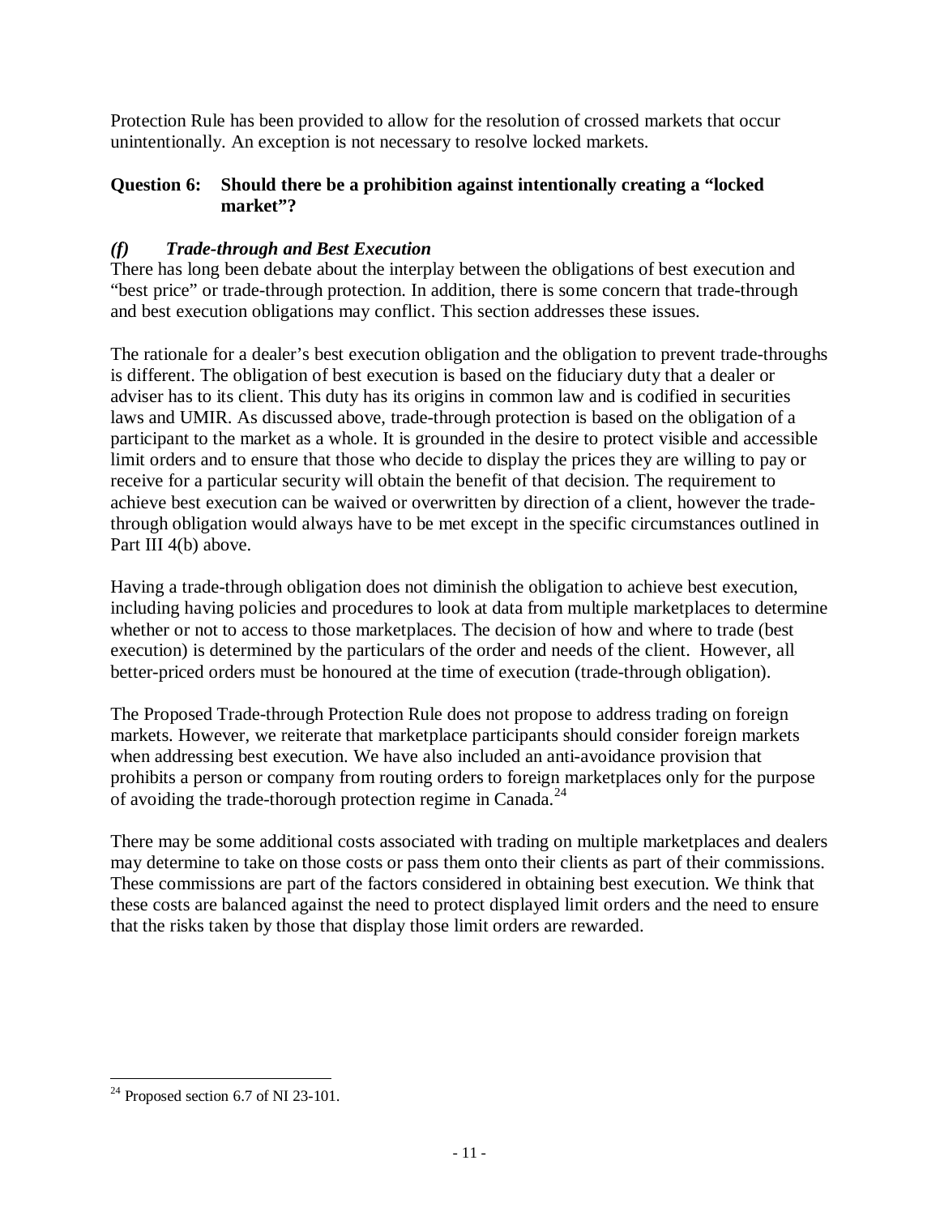Protection Rule has been provided to allow for the resolution of crossed markets that occur unintentionally. An exception is not necessary to resolve locked markets.

**Question 6: Should there be a prohibition against intentionally creating a "locked market"?**

### *(f) Trade-through and Best Execution*

There has long been debate about the interplay between the obligations of best execution and "best price" or trade-through protection. In addition, there is some concern that trade-through and best execution obligations may conflict. This section addresses these issues.

The rationale for a dealer's best execution obligation and the obligation to prevent trade-throughs is different. The obligation of best execution is based on the fiduciary duty that a dealer or adviser has to its client. This duty has its origins in common law and is codified in securities laws and UMIR. As discussed above, trade-through protection is based on the obligation of a participant to the market as a whole. It is grounded in the desire to protect visible and accessible limit orders and to ensure that those who decide to display the prices they are willing to pay or receive for a particular security will obtain the benefit of that decision. The requirement to achieve best execution can be waived or overwritten by direction of a client, however the trade-through obligation would always have to be met except in the specific circumstances outlined in Part III 4(b) above.

Having a trade-through obligation does not diminish the obligation to achieve best execution, including having policies and procedures to look at data from multiple marketplaces to determine whether or not to access to those marketplaces. The decision of how and where to trade (best execution) is determined by the particulars of the order and needs of the client. However, all better-priced orders must be honoured at the time of execution (trade-through obligation).

The Proposed Trade-through Protection Rule does not propose to address trading on foreign markets. However, we reiterate that marketplace participants should consider foreign markets when addressing best execution. We have also included an anti-avoidance provision that prohibits a person or company from routing orders to foreign marketplaces only for the purpose of avoiding the trade-thorough protection regime in Canada.[24]

There may be some additional costs associated with trading on multiple marketplaces and dealers may determine to take on those costs or pass them onto their clients as part of their commissions. These commissions are part of the factors considered in obtaining best execution. We think that these costs are balanced against the need to protect displayed limit orders and the need to ensure that the risks taken by those that display those limit orders are rewarded.

---

[24] Proposed section 6.7 of NI 23-101.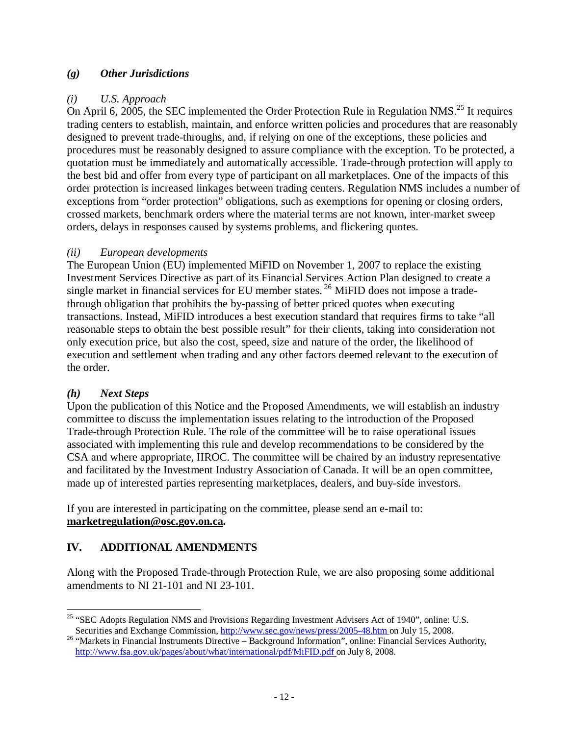### *(g) Other Jurisdictions*

#### *(i) U.S. Approach*

On April 6, 2005, the SEC implemented the Order Protection Rule in Regulation NMS.[25] It requires trading centers to establish, maintain, and enforce written policies and procedures that are reasonably designed to prevent trade-throughs, and, if relying on one of the exceptions, these policies and procedures must be reasonably designed to assure compliance with the exception. To be protected, a quotation must be immediately and automatically accessible. Trade-through protection will apply to the best bid and offer from every type of participant on all marketplaces. One of the impacts of this order protection is increased linkages between trading centers. Regulation NMS includes a number of exceptions from "order protection" obligations, such as exemptions for opening or closing orders, crossed markets, benchmark orders where the material terms are not known, inter-market sweep orders, delays in responses caused by systems problems, and flickering quotes.

#### *(ii) European developments*

The European Union (EU) implemented MiFID on November 1, 2007 to replace the existing Investment Services Directive as part of its Financial Services Action Plan designed to create a single market in financial services for EU member states.[26] MiFID does not impose a trade-through obligation that prohibits the by-passing of better priced quotes when executing transactions. Instead, MiFID introduces a best execution standard that requires firms to take "all reasonable steps to obtain the best possible result" for their clients, taking into consideration not only execution price, but also the cost, speed, size and nature of the order, the likelihood of execution and settlement when trading and any other factors deemed relevant to the execution of the order.

### *(h) Next Steps*

Upon the publication of this Notice and the Proposed Amendments, we will establish an industry committee to discuss the implementation issues relating to the introduction of the Proposed Trade-through Protection Rule. The role of the committee will be to raise operational issues associated with implementing this rule and develop recommendations to be considered by the CSA and where appropriate, IIROC. The committee will be chaired by an industry representative and facilitated by the Investment Industry Association of Canada. It will be an open committee, made up of interested parties representing marketplaces, dealers, and buy-side investors.

If you are interested in participating on the committee, please send an e-mail to: **marketregulation@osc.gov.on.ca.**

## IV. ADDITIONAL AMENDMENTS

Along with the Proposed Trade-through Protection Rule, we are also proposing some additional amendments to NI 21-101 and NI 23-101.

---

[25] "SEC Adopts Regulation NMS and Provisions Regarding Investment Advisers Act of 1940", online: U.S. Securities and Exchange Commission, http://www.sec.gov/news/press/2005-48.htm on July 15, 2008.

[26] "Markets in Financial Instruments Directive – Background Information", online: Financial Services Authority, http://www.fsa.gov.uk/pages/about/what/international/pdf/MiFID.pdf on July 8, 2008.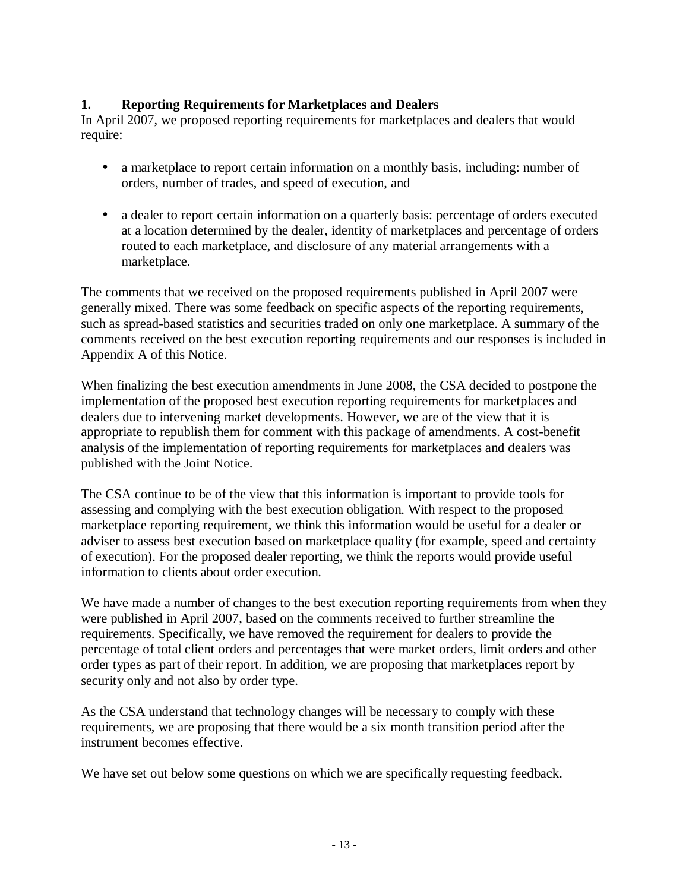## 1. Reporting Requirements for Marketplaces and Dealers

In April 2007, we proposed reporting requirements for marketplaces and dealers that would require:

- a marketplace to report certain information on a monthly basis, including: number of orders, number of trades, and speed of execution, and
- a dealer to report certain information on a quarterly basis: percentage of orders executed at a location determined by the dealer, identity of marketplaces and percentage of orders routed to each marketplace, and disclosure of any material arrangements with a marketplace.

The comments that we received on the proposed requirements published in April 2007 were generally mixed. There was some feedback on specific aspects of the reporting requirements, such as spread-based statistics and securities traded on only one marketplace. A summary of the comments received on the best execution reporting requirements and our responses is included in Appendix A of this Notice.

When finalizing the best execution amendments in June 2008, the CSA decided to postpone the implementation of the proposed best execution reporting requirements for marketplaces and dealers due to intervening market developments. However, we are of the view that it is appropriate to republish them for comment with this package of amendments. A cost-benefit analysis of the implementation of reporting requirements for marketplaces and dealers was published with the Joint Notice.

The CSA continue to be of the view that this information is important to provide tools for assessing and complying with the best execution obligation. With respect to the proposed marketplace reporting requirement, we think this information would be useful for a dealer or adviser to assess best execution based on marketplace quality (for example, speed and certainty of execution). For the proposed dealer reporting, we think the reports would provide useful information to clients about order execution.

We have made a number of changes to the best execution reporting requirements from when they were published in April 2007, based on the comments received to further streamline the requirements. Specifically, we have removed the requirement for dealers to provide the percentage of total client orders and percentages that were market orders, limit orders and other order types as part of their report. In addition, we are proposing that marketplaces report by security only and not also by order type.

As the CSA understand that technology changes will be necessary to comply with these requirements, we are proposing that there would be a six month transition period after the instrument becomes effective.

We have set out below some questions on which we are specifically requesting feedback.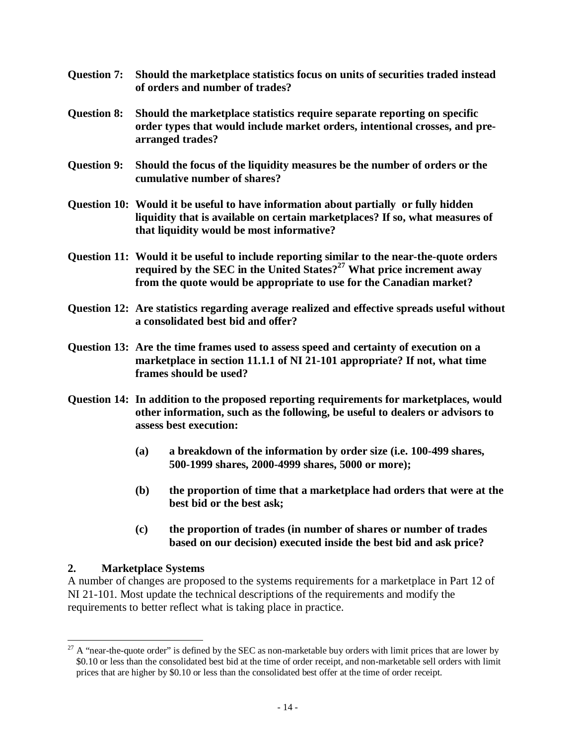**Question 7: Should the marketplace statistics focus on units of securities traded instead of orders and number of trades?**

**Question 8: Should the marketplace statistics require separate reporting on specific order types that would include market orders, intentional crosses, and pre-arranged trades?**

**Question 9: Should the focus of the liquidity measures be the number of orders or the cumulative number of shares?**

**Question 10: Would it be useful to have information about partially or fully hidden liquidity that is available on certain marketplaces? If so, what measures of that liquidity would be most informative?**

**Question 11: Would it be useful to include reporting similar to the near-the-quote orders required by the SEC in the United States?[27] What price increment away from the quote would be appropriate to use for the Canadian market?**

**Question 12: Are statistics regarding average realized and effective spreads useful without a consolidated best bid and offer?**

**Question 13: Are the time frames used to assess speed and certainty of execution on a marketplace in section 11.1.1 of NI 21-101 appropriate? If not, what time frames should be used?**

**Question 14: In addition to the proposed reporting requirements for marketplaces, would other information, such as the following, be useful to dealers or advisors to assess best execution:**

> **(a) a breakdown of the information by order size (i.e. 100-499 shares, 500-1999 shares, 2000-4999 shares, 5000 or more);**
>
> **(b) the proportion of time that a marketplace had orders that were at the best bid or the best ask;**
>
> **(c) the proportion of trades (in number of shares or number of trades based on our decision) executed inside the best bid and ask price?**

## 2. Marketplace Systems

A number of changes are proposed to the systems requirements for a marketplace in Part 12 of NI 21-101. Most update the technical descriptions of the requirements and modify the requirements to better reflect what is taking place in practice.

---

[27] A "near-the-quote order" is defined by the SEC as non-marketable buy orders with limit prices that are lower by $0.10 or less than the consolidated best bid at the time of order receipt, and non-marketable sell orders with limit prices that are higher by $0.10 or less than the consolidated best offer at the time of order receipt.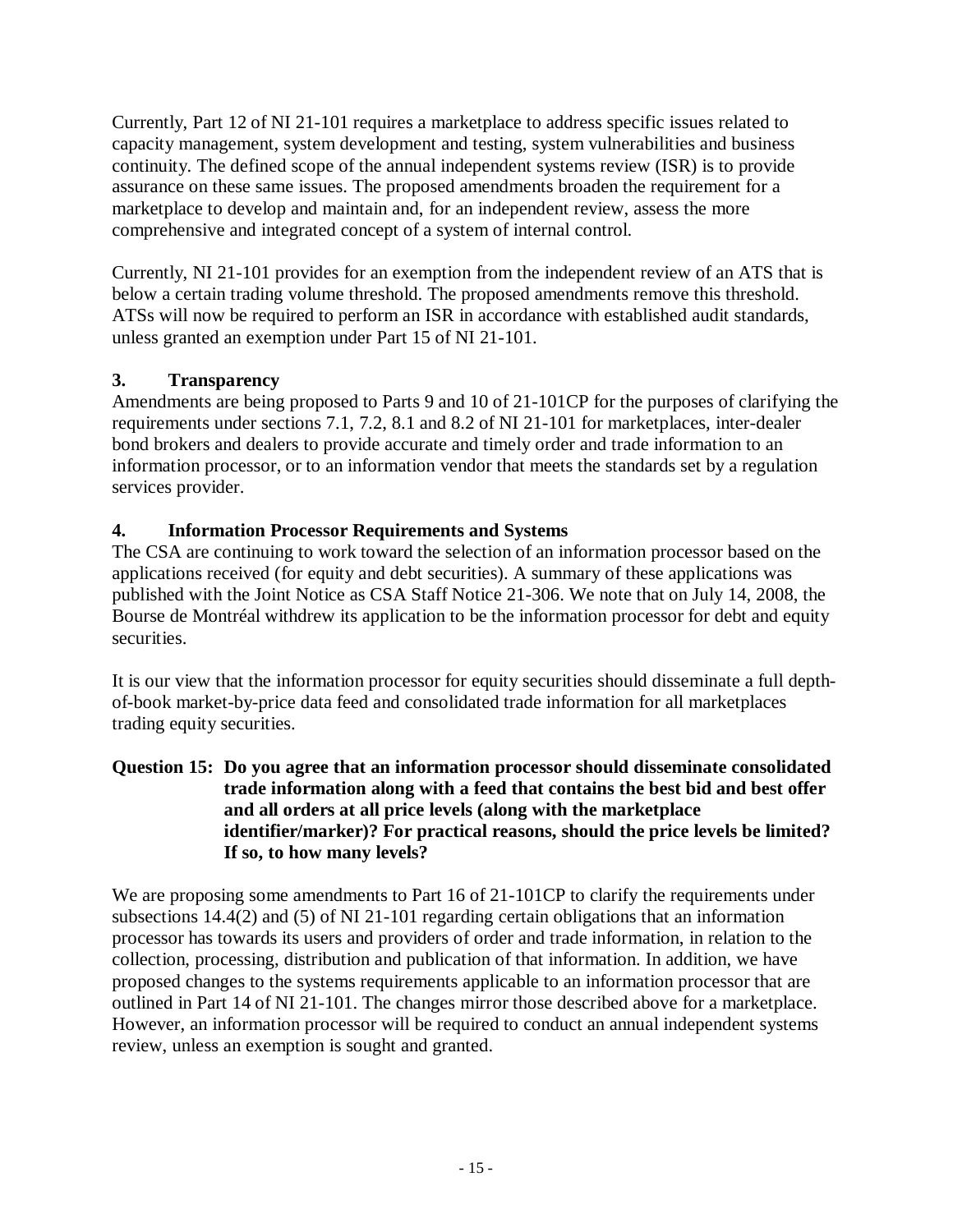Currently, Part 12 of NI 21-101 requires a marketplace to address specific issues related to capacity management, system development and testing, system vulnerabilities and business continuity. The defined scope of the annual independent systems review (ISR) is to provide assurance on these same issues. The proposed amendments broaden the requirement for a marketplace to develop and maintain and, for an independent review, assess the more comprehensive and integrated concept of a system of internal control.

Currently, NI 21-101 provides for an exemption from the independent review of an ATS that is below a certain trading volume threshold. The proposed amendments remove this threshold. ATSs will now be required to perform an ISR in accordance with established audit standards, unless granted an exemption under Part 15 of NI 21-101.

### 3. Transparency

Amendments are being proposed to Parts 9 and 10 of 21-101CP for the purposes of clarifying the requirements under sections 7.1, 7.2, 8.1 and 8.2 of NI 21-101 for marketplaces, inter-dealer bond brokers and dealers to provide accurate and timely order and trade information to an information processor, or to an information vendor that meets the standards set by a regulation services provider.

### 4. Information Processor Requirements and Systems

The CSA are continuing to work toward the selection of an information processor based on the applications received (for equity and debt securities). A summary of these applications was published with the Joint Notice as CSA Staff Notice 21-306. We note that on July 14, 2008, the Bourse de Montréal withdrew its application to be the information processor for debt and equity securities.

It is our view that the information processor for equity securities should disseminate a full depth-of-book market-by-price data feed and consolidated trade information for all marketplaces trading equity securities.

**Question 15: Do you agree that an information processor should disseminate consolidated trade information along with a feed that contains the best bid and best offer and all orders at all price levels (along with the marketplace identifier/marker)? For practical reasons, should the price levels be limited? If so, to how many levels?**

We are proposing some amendments to Part 16 of 21-101CP to clarify the requirements under subsections 14.4(2) and (5) of NI 21-101 regarding certain obligations that an information processor has towards its users and providers of order and trade information, in relation to the collection, processing, distribution and publication of that information. In addition, we have proposed changes to the systems requirements applicable to an information processor that are outlined in Part 14 of NI 21-101. The changes mirror those described above for a marketplace. However, an information processor will be required to conduct an annual independent systems review, unless an exemption is sought and granted.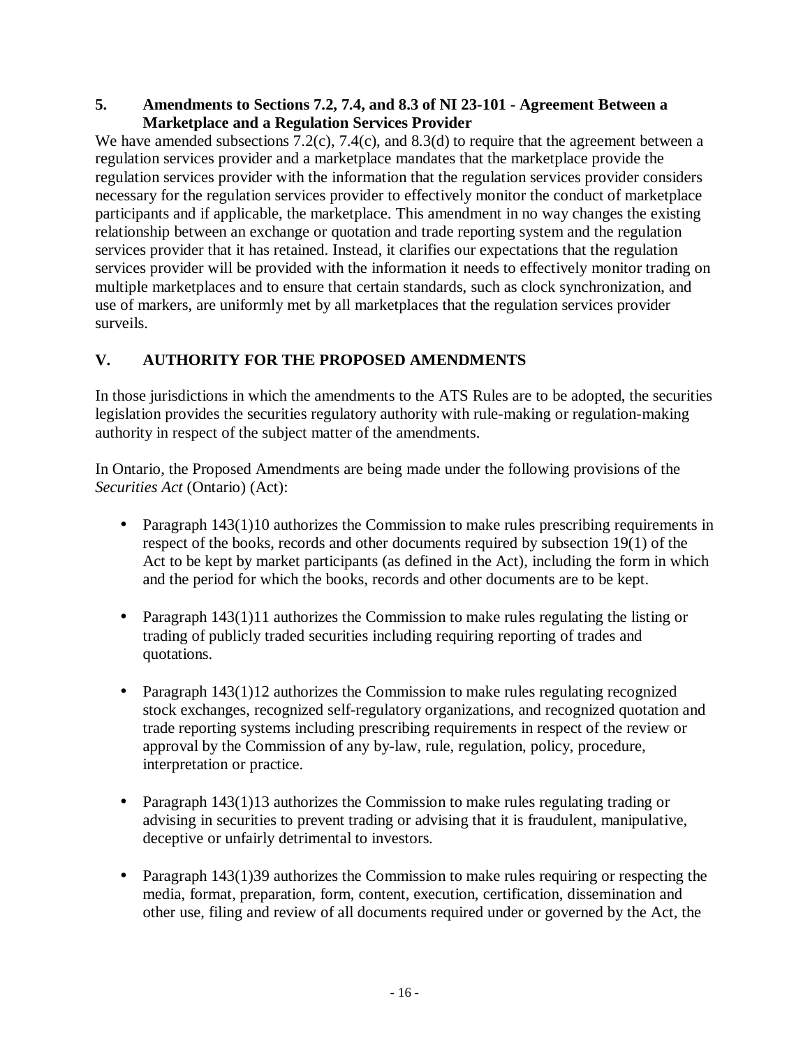### 5. Amendments to Sections 7.2, 7.4, and 8.3 of NI 23-101 - Agreement Between a Marketplace and a Regulation Services Provider

We have amended subsections 7.2(c), 7.4(c), and 8.3(d) to require that the agreement between a regulation services provider and a marketplace mandates that the marketplace provide the regulation services provider with the information that the regulation services provider considers necessary for the regulation services provider to effectively monitor the conduct of marketplace participants and if applicable, the marketplace. This amendment in no way changes the existing relationship between an exchange or quotation and trade reporting system and the regulation services provider that it has retained. Instead, it clarifies our expectations that the regulation services provider will be provided with the information it needs to effectively monitor trading on multiple marketplaces and to ensure that certain standards, such as clock synchronization, and use of markers, are uniformly met by all marketplaces that the regulation services provider surveils.

## V. AUTHORITY FOR THE PROPOSED AMENDMENTS

In those jurisdictions in which the amendments to the ATS Rules are to be adopted, the securities legislation provides the securities regulatory authority with rule-making or regulation-making authority in respect of the subject matter of the amendments.

In Ontario, the Proposed Amendments are being made under the following provisions of the *Securities Act* (Ontario) (Act):

- Paragraph 143(1)10 authorizes the Commission to make rules prescribing requirements in respect of the books, records and other documents required by subsection 19(1) of the Act to be kept by market participants (as defined in the Act), including the form in which and the period for which the books, records and other documents are to be kept.

- Paragraph 143(1)11 authorizes the Commission to make rules regulating the listing or trading of publicly traded securities including requiring reporting of trades and quotations.

- Paragraph 143(1)12 authorizes the Commission to make rules regulating recognized stock exchanges, recognized self-regulatory organizations, and recognized quotation and trade reporting systems including prescribing requirements in respect of the review or approval by the Commission of any by-law, rule, regulation, policy, procedure, interpretation or practice.

- Paragraph 143(1)13 authorizes the Commission to make rules regulating trading or advising in securities to prevent trading or advising that it is fraudulent, manipulative, deceptive or unfairly detrimental to investors.

- Paragraph 143(1)39 authorizes the Commission to make rules requiring or respecting the media, format, preparation, form, content, execution, certification, dissemination and other use, filing and review of all documents required under or governed by the Act, the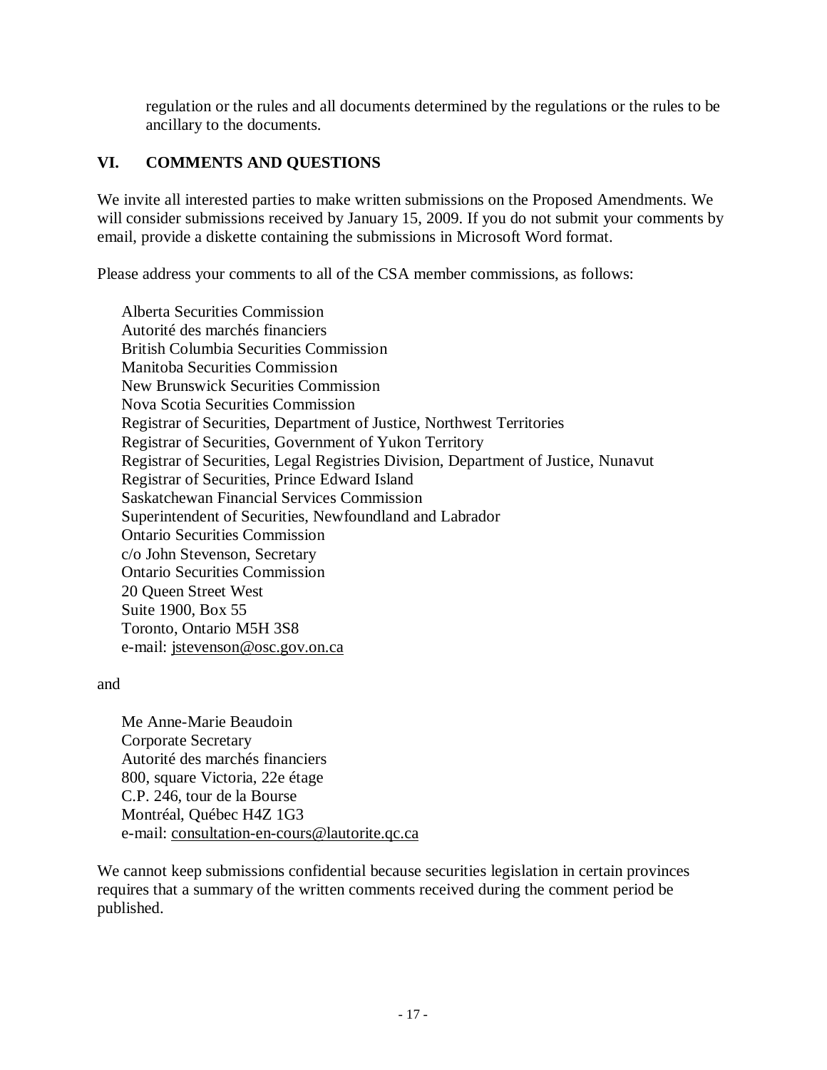regulation or the rules and all documents determined by the regulations or the rules to be ancillary to the documents.

## VI. COMMENTS AND QUESTIONS

We invite all interested parties to make written submissions on the Proposed Amendments. We will consider submissions received by January 15, 2009. If you do not submit your comments by email, provide a diskette containing the submissions in Microsoft Word format.

Please address your comments to all of the CSA member commissions, as follows:

Alberta Securities Commission  
Autorité des marchés financiers  
British Columbia Securities Commission  
Manitoba Securities Commission  
New Brunswick Securities Commission  
Nova Scotia Securities Commission  
Registrar of Securities, Department of Justice, Northwest Territories  
Registrar of Securities, Government of Yukon Territory  
Registrar of Securities, Legal Registries Division, Department of Justice, Nunavut  
Registrar of Securities, Prince Edward Island  
Saskatchewan Financial Services Commission  
Superintendent of Securities, Newfoundland and Labrador  
Ontario Securities Commission  
c/o John Stevenson, Secretary  
Ontario Securities Commission  
20 Queen Street West  
Suite 1900, Box 55  
Toronto, Ontario M5H 3S8  
e-mail: jstevenson@osc.gov.on.ca

and

Me Anne-Marie Beaudoin  
Corporate Secretary  
Autorité des marchés financiers  
800, square Victoria, 22e étage  
C.P. 246, tour de la Bourse  
Montréal, Québec H4Z 1G3  
e-mail: consultation-en-cours@lautorite.qc.ca

We cannot keep submissions confidential because securities legislation in certain provinces requires that a summary of the written comments received during the comment period be published.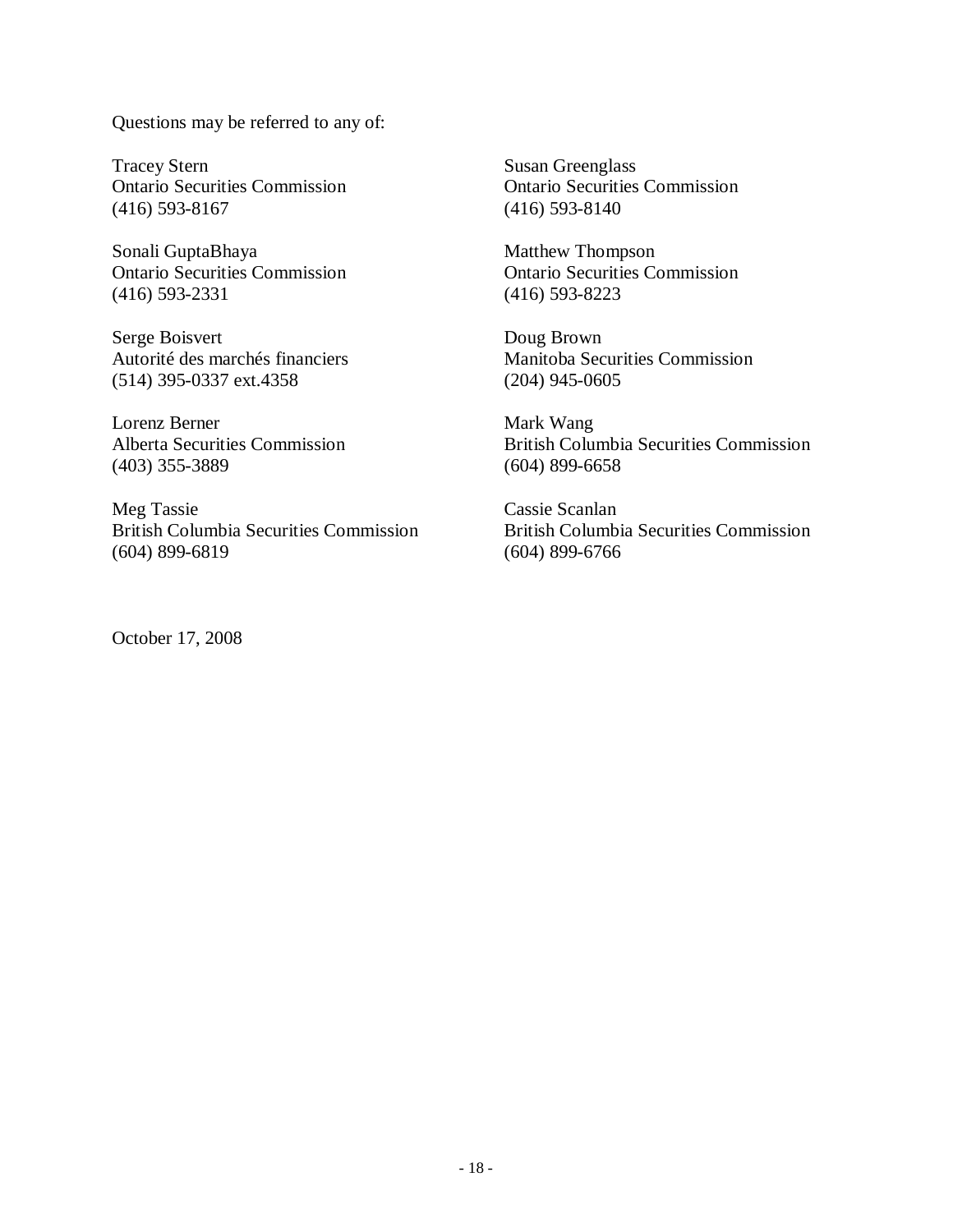Questions may be referred to any of:

Tracey Stern
Ontario Securities Commission
(416) 593-8167

Susan Greenglass
Ontario Securities Commission
(416) 593-8140

Sonali GuptaBhaya
Ontario Securities Commission
(416) 593-2331

Matthew Thompson
Ontario Securities Commission
(416) 593-8223

Serge Boisvert
Autorité des marchés financiers
(514) 395-0337 ext.4358

Doug Brown
Manitoba Securities Commission
(204) 945-0605

Lorenz Berner
Alberta Securities Commission
(403) 355-3889

Mark Wang
British Columbia Securities Commission
(604) 899-6658

Meg Tassie
British Columbia Securities Commission
(604) 899-6819

Cassie Scanlan
British Columbia Securities Commission
(604) 899-6766

October 17, 2008